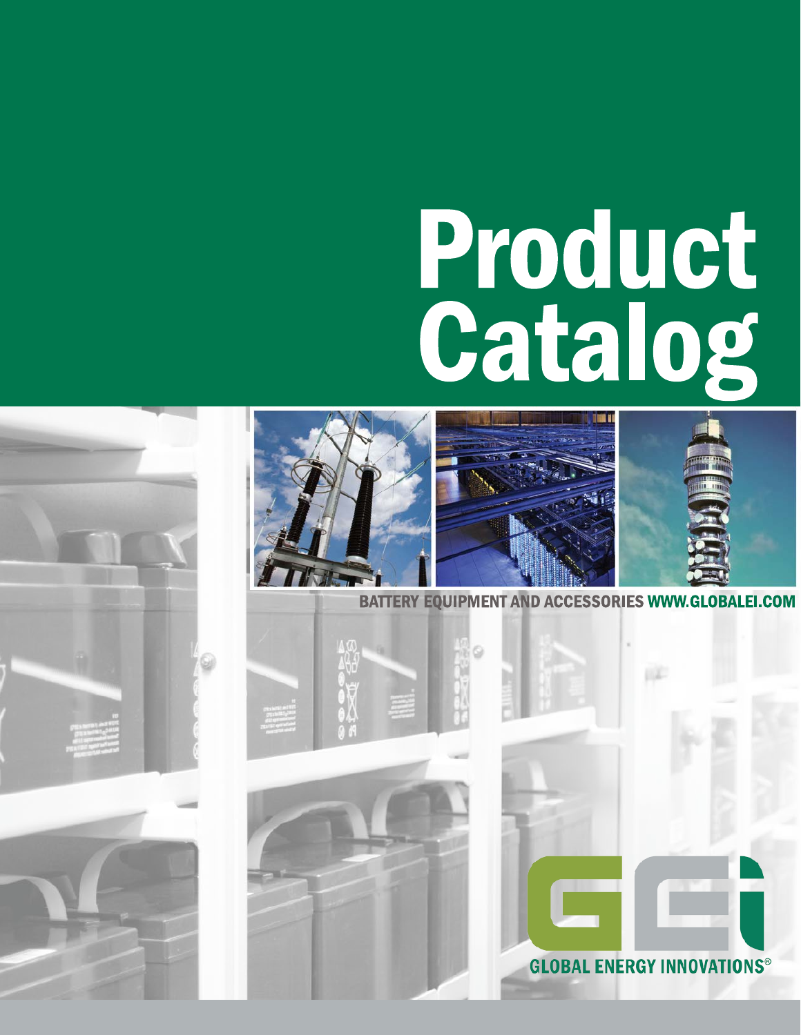# Product Catalog

BATTERY EQUIPMENT AND ACCESSORIES WWW.GLOBALEI.COM

GLOBAL ENERGY INNOVATIONS®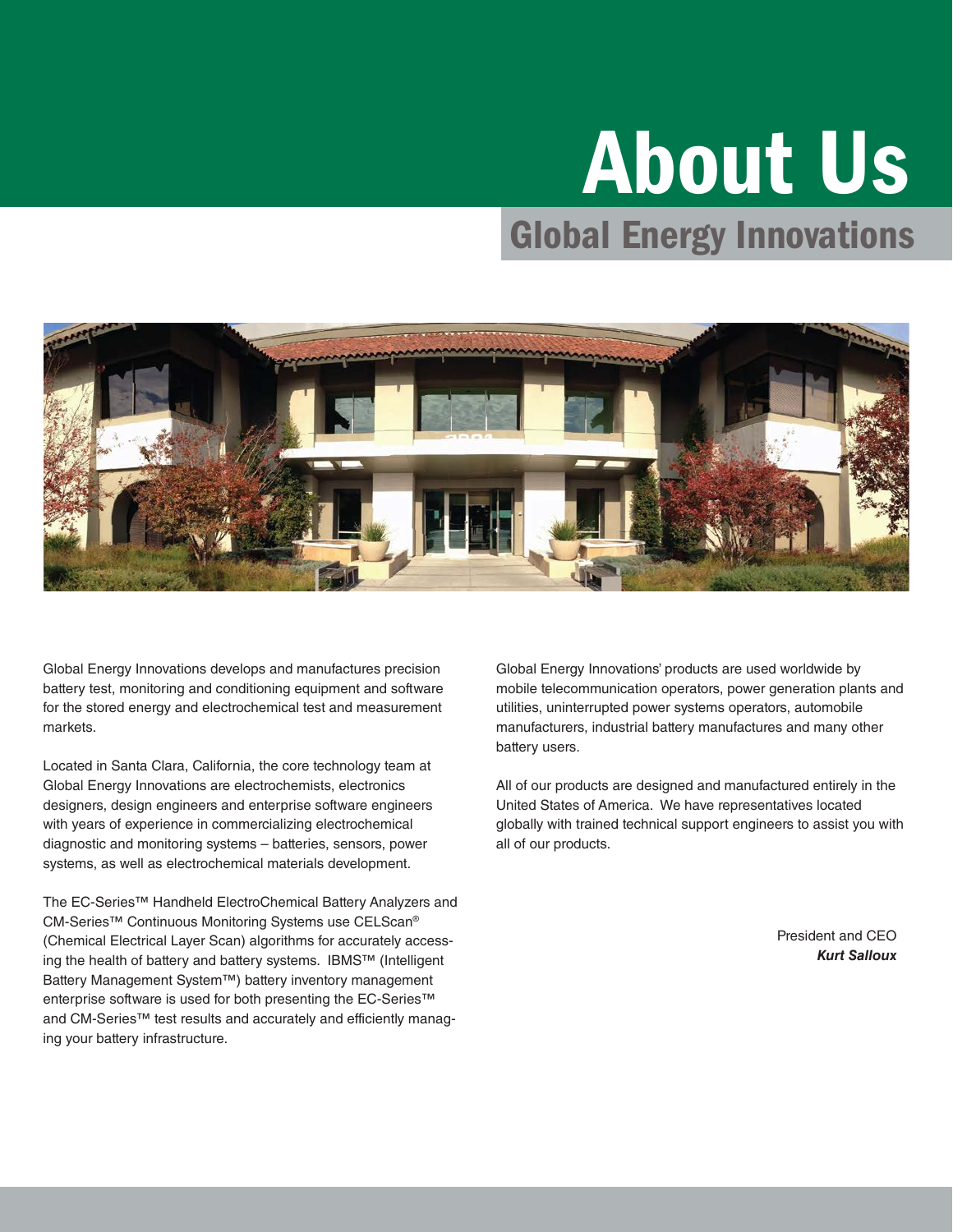# About Us

## Global Energy Innovations

Global Energy Innovations develops and manufactures precision battery test, monitoring and conditioning equipment and software for the stored energy and electrochemical test and measurement markets.

Located in Santa Clara, California, the core technology team at Global Energy Innovations are electrochemists, electronics designers, design engineers and enterprise software engineers with years of experience in commercializing electrochemical diagnostic and monitoring systems – batteries, sensors, power systems, as well as electrochemical materials development.

The EC-Series™ Handheld ElectroChemical Battery Analyzers and CM-Series™ Continuous Monitoring Systems use CELScan® (Chemical Electrical Layer Scan) algorithms for accurately accessing the health of battery and battery systems. IBMS™ (Intelligent Battery Management System™) battery inventory management enterprise software is used for both presenting the EC-Series™ and CM-Series™ test results and accurately and efficiently managing your battery infrastructure.

Global Energy Innovations' products are used worldwide by mobile telecommunication operators, power generation plants and utilities, uninterrupted power systems operators, automobile manufacturers, industrial battery manufactures and many other battery users.

All of our products are designed and manufactured entirely in the United States of America. We have representatives located globally with trained technical support engineers to assist you with all of our products.

President and CEO
***Kurt Salloux***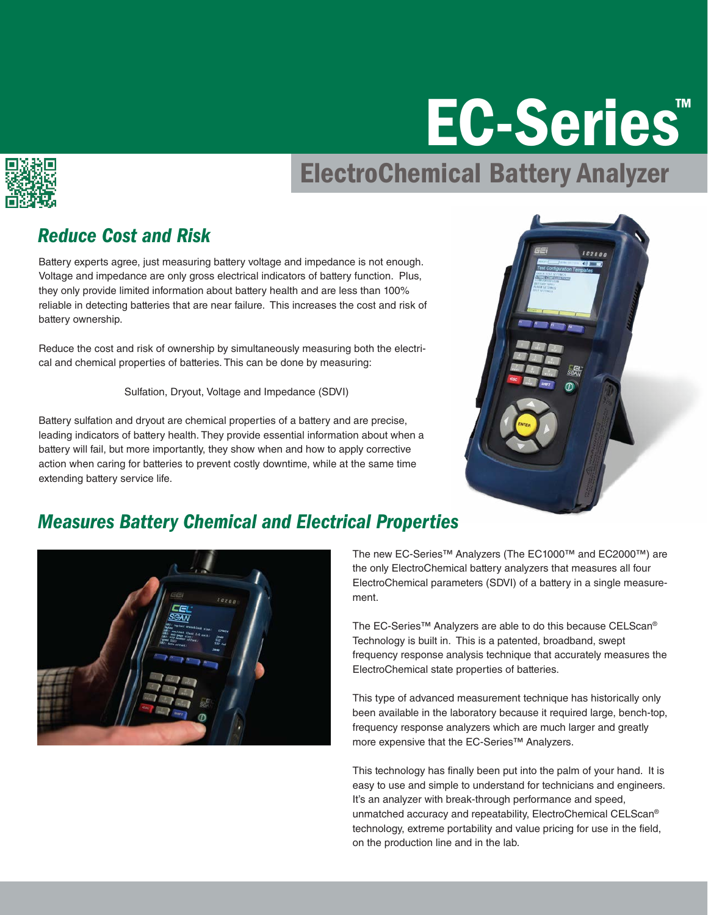# EC-Series™

## ElectroChemical Battery Analyzer

### *Reduce Cost and Risk*

Battery experts agree, just measuring battery voltage and impedance is not enough. Voltage and impedance are only gross electrical indicators of battery function. Plus, they only provide limited information about battery health and are less than 100% reliable in detecting batteries that are near failure. This increases the cost and risk of battery ownership.

Reduce the cost and risk of ownership by simultaneously measuring both the electrical and chemical properties of batteries. This can be done by measuring:

Sulfation, Dryout, Voltage and Impedance (SDVI)

Battery sulfation and dryout are chemical properties of a battery and are precise, leading indicators of battery health. They provide essential information about when a battery will fail, but more importantly, they show when and how to apply corrective action when caring for batteries to prevent costly downtime, while at the same time extending battery service life.

### *Measures Battery Chemical and Electrical Properties*

The new EC-Series™ Analyzers (The EC1000™ and EC2000™) are the only ElectroChemical battery analyzers that measures all four ElectroChemical parameters (SDVI) of a battery in a single measurement.

The EC-Series™ Analyzers are able to do this because CELScan® Technology is built in. This is a patented, broadband, swept frequency response analysis technique that accurately measures the ElectroChemical state properties of batteries.

This type of advanced measurement technique has historically only been available in the laboratory because it required large, bench-top, frequency response analyzers which are much larger and greatly more expensive that the EC-Series™ Analyzers.

This technology has finally been put into the palm of your hand. It is easy to use and simple to understand for technicians and engineers. It's an analyzer with break-through performance and speed, unmatched accuracy and repeatability, ElectroChemical CELScan® technology, extreme portability and value pricing for use in the field, on the production line and in the lab.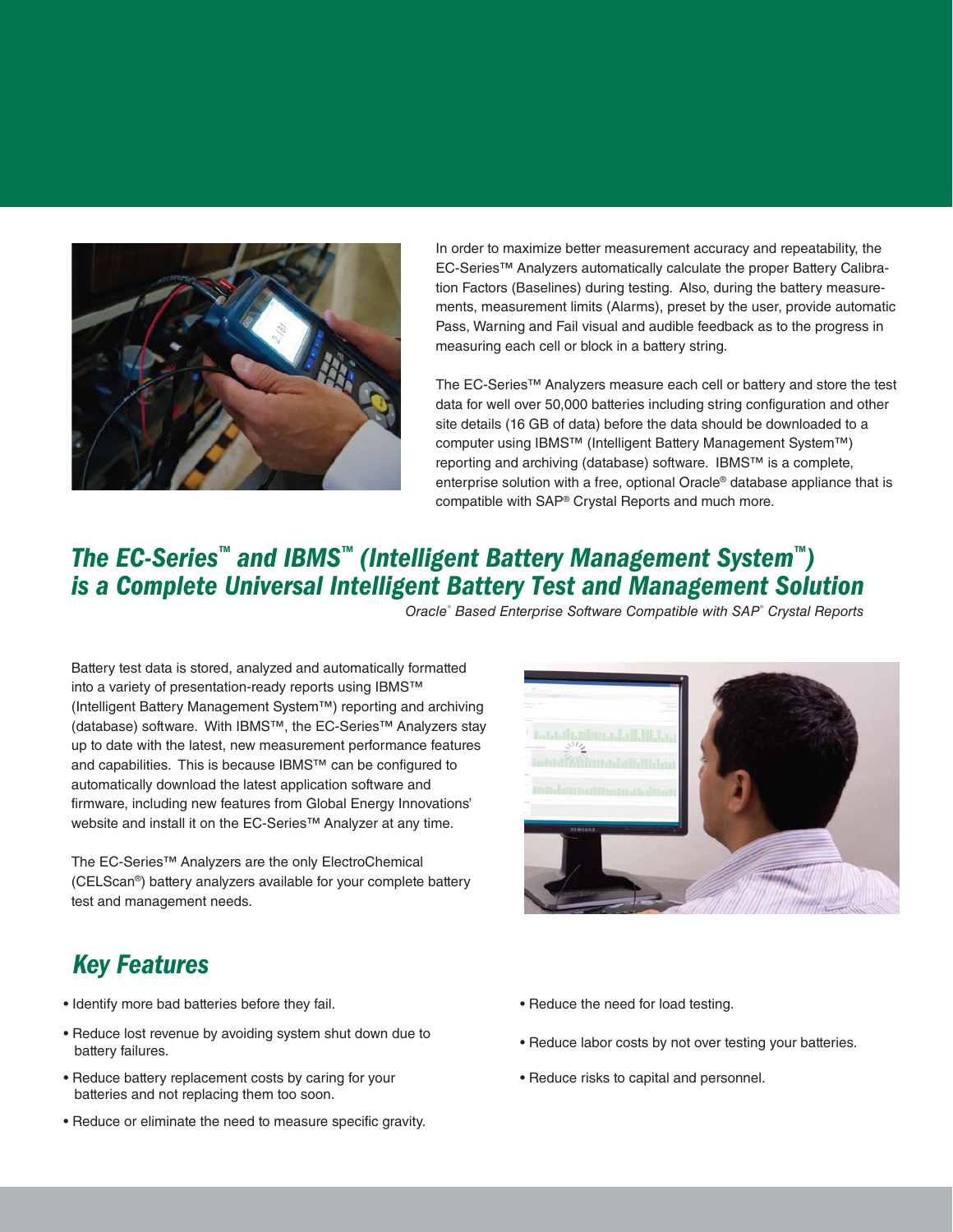In order to maximize better measurement accuracy and repeatability, the EC-Series™ Analyzers automatically calculate the proper Battery Calibration Factors (Baselines) during testing. Also, during the battery measurements, measurement limits (Alarms), preset by the user, provide automatic Pass, Warning and Fail visual and audible feedback as to the progress in measuring each cell or block in a battery string.

The EC-Series™ Analyzers measure each cell or battery and store the test data for well over 50,000 batteries including string configuration and other site details (16 GB of data) before the data should be downloaded to a computer using IBMS™ (Intelligent Battery Management System™) reporting and archiving (database) software. IBMS™ is a complete, enterprise solution with a free, optional Oracle® database appliance that is compatible with SAP® Crystal Reports and much more.

## The EC-Series™ and IBMS™ (Intelligent Battery Management System™) is a Complete Universal Intelligent Battery Test and Management Solution

*Oracle® Based Enterprise Software Compatible with SAP® Crystal Reports*

Battery test data is stored, analyzed and automatically formatted into a variety of presentation-ready reports using IBMS™ (Intelligent Battery Management System™) reporting and archiving (database) software. With IBMS™, the EC-Series™ Analyzers stay up to date with the latest, new measurement performance features and capabilities. This is because IBMS™ can be configured to automatically download the latest application software and firmware, including new features from Global Energy Innovations' website and install it on the EC-Series™ Analyzer at any time.

The EC-Series™ Analyzers are the only ElectroChemical (CELScan®) battery analyzers available for your complete battery test and management needs.

## Key Features

- Identify more bad batteries before they fail.
- Reduce lost revenue by avoiding system shut down due to battery failures.
- Reduce battery replacement costs by caring for your batteries and not replacing them too soon.
- Reduce or eliminate the need to measure specific gravity.
- Reduce the need for load testing.
- Reduce labor costs by not over testing your batteries.
- Reduce risks to capital and personnel.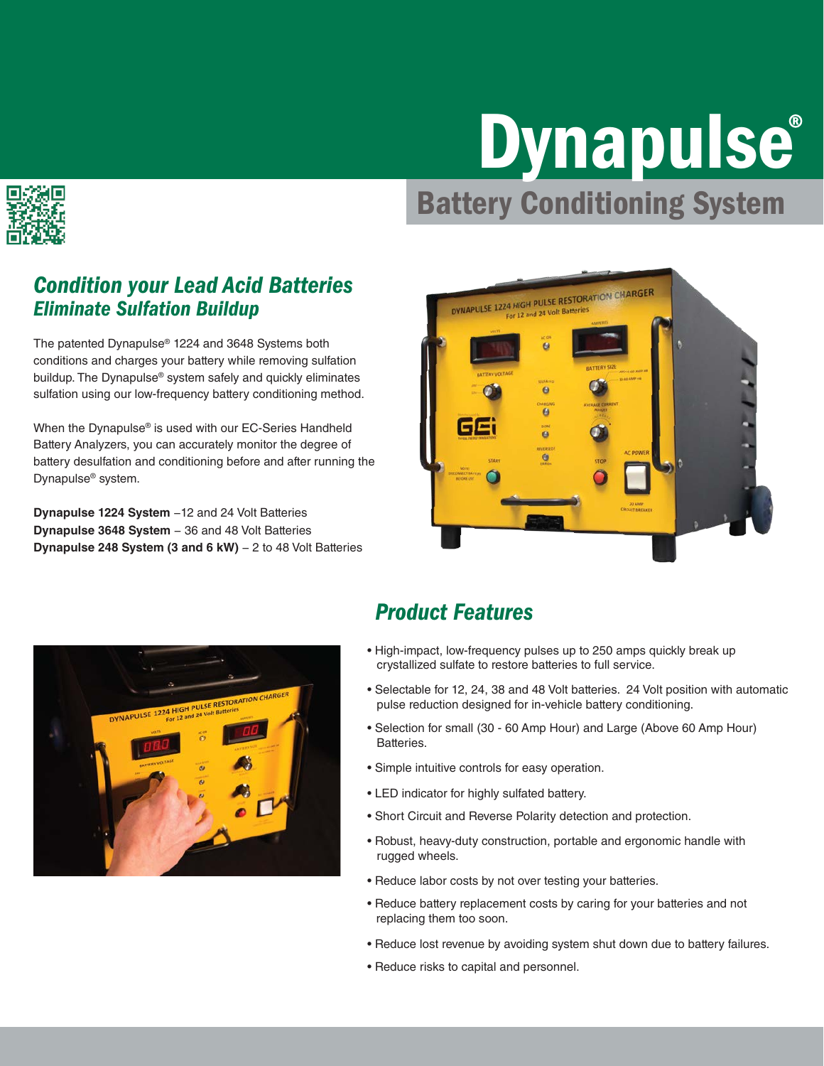# Dynapulse®

## Battery Conditioning System

### *Condition your Lead Acid Batteries*
### *Eliminate Sulfation Buildup*

The patented Dynapulse® 1224 and 3648 Systems both conditions and charges your battery while removing sulfation buildup. The Dynapulse® system safely and quickly eliminates sulfation using our low-frequency battery conditioning method.

When the Dynapulse® is used with our EC-Series Handheld Battery Analyzers, you can accurately monitor the degree of battery desulfation and conditioning before and after running the Dynapulse® system.

**Dynapulse 1224 System** –12 and 24 Volt Batteries
**Dynapulse 3648 System** – 36 and 48 Volt Batteries
**Dynapulse 248 System (3 and 6 kW)** – 2 to 48 Volt Batteries

### *Product Features*

- High-impact, low-frequency pulses up to 250 amps quickly break up crystallized sulfate to restore batteries to full service.
- Selectable for 12, 24, 38 and 48 Volt batteries. 24 Volt position with automatic pulse reduction designed for in-vehicle battery conditioning.
- Selection for small (30 - 60 Amp Hour) and Large (Above 60 Amp Hour) Batteries.
- Simple intuitive controls for easy operation.
- LED indicator for highly sulfated battery.
- Short Circuit and Reverse Polarity detection and protection.
- Robust, heavy-duty construction, portable and ergonomic handle with rugged wheels.
- Reduce labor costs by not over testing your batteries.
- Reduce battery replacement costs by caring for your batteries and not replacing them too soon.
- Reduce lost revenue by avoiding system shut down due to battery failures.
- Reduce risks to capital and personnel.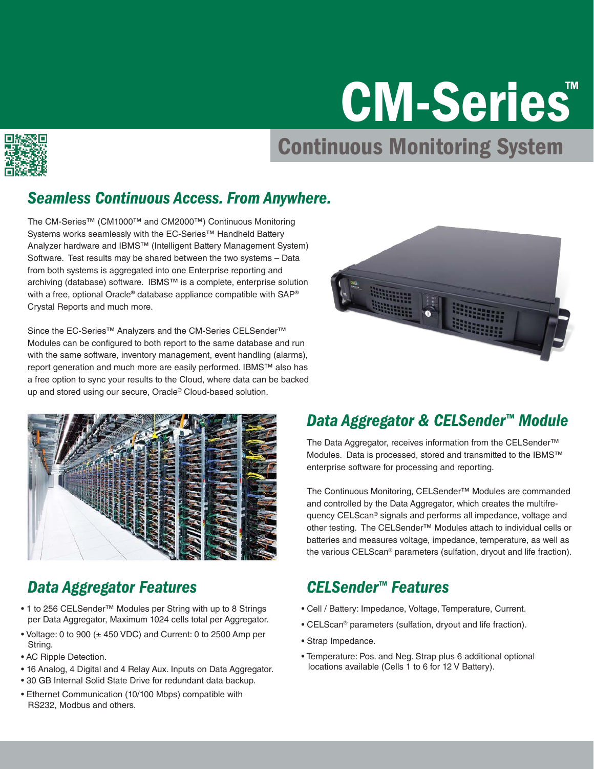# CM-Series™

## Continuous Monitoring System

## *Seamless Continuous Access. From Anywhere.*

The CM-Series™ (CM1000™ and CM2000™) Continuous Monitoring Systems works seamlessly with the EC-Series™ Handheld Battery Analyzer hardware and IBMS™ (Intelligent Battery Management System) Software. Test results may be shared between the two systems – Data from both systems is aggregated into one Enterprise reporting and archiving (database) software. IBMS™ is a complete, enterprise solution with a free, optional Oracle® database appliance compatible with SAP® Crystal Reports and much more.

Since the EC-Series™ Analyzers and the CM-Series CELSender™ Modules can be configured to both report to the same database and run with the same software, inventory management, event handling (alarms), report generation and much more are easily performed. IBMS™ also has a free option to sync your results to the Cloud, where data can be backed up and stored using our secure, Oracle® Cloud-based solution.

## *Data Aggregator & CELSender™ Module*

The Data Aggregator, receives information from the CELSender™ Modules. Data is processed, stored and transmitted to the IBMS™ enterprise software for processing and reporting.

The Continuous Monitoring, CELSender™ Modules are commanded and controlled by the Data Aggregator, which creates the multifrequency CELScan® signals and performs all impedance, voltage and other testing. The CELSender™ Modules attach to individual cells or batteries and measures voltage, impedance, temperature, as well as the various CELScan® parameters (sulfation, dryout and life fraction).

## *Data Aggregator Features*

- 1 to 256 CELSender™ Modules per String with up to 8 Strings per Data Aggregator, Maximum 1024 cells total per Aggregator.
- Voltage: 0 to 900 (± 450 VDC) and Current: 0 to 2500 Amp per String.
- AC Ripple Detection.
- 16 Analog, 4 Digital and 4 Relay Aux. Inputs on Data Aggregator.
- 30 GB Internal Solid State Drive for redundant data backup.
- Ethernet Communication (10/100 Mbps) compatible with RS232, Modbus and others.

## *CELSender™ Features*

- Cell / Battery: Impedance, Voltage, Temperature, Current.
- CELScan® parameters (sulfation, dryout and life fraction).
- Strap Impedance.
- Temperature: Pos. and Neg. Strap plus 6 additional optional locations available (Cells 1 to 6 for 12 V Battery).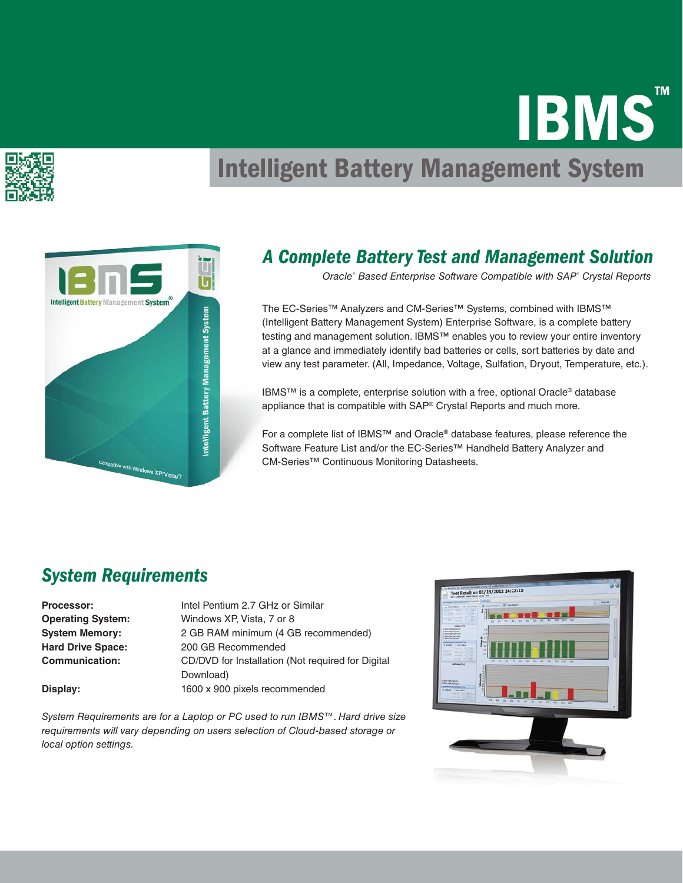# IBMS™

## Intelligent Battery Management System

### A Complete Battery Test and Management Solution

*Oracle® Based Enterprise Software Compatible with SAP® Crystal Reports*

The EC-Series™ Analyzers and CM-Series™ Systems, combined with IBMS™ (Intelligent Battery Management System) Enterprise Software, is a complete battery testing and management solution. IBMS™ enables you to review your entire inventory at a glance and immediately identify bad batteries or cells, sort batteries by date and view any test parameter. (All, Impedance, Voltage, Sulfation, Dryout, Temperature, etc.).

IBMS™ is a complete, enterprise solution with a free, optional Oracle® database appliance that is compatible with SAP® Crystal Reports and much more.

For a complete list of IBMS™ and Oracle® database features, please reference the Software Feature List and/or the EC-Series™ Handheld Battery Analyzer and CM-Series™ Continuous Monitoring Datasheets.

### System Requirements

| | |
|---|---|
| **Processor:** | Intel Pentium 2.7 GHz or Similar |
| **Operating System:** | Windows XP, Vista, 7 or 8 |
| **System Memory:** | 2 GB RAM minimum (4 GB recommended) |
| **Hard Drive Space:** | 200 GB Recommended |
| **Communication:** | CD/DVD for Installation (Not required for Digital Download) |
| **Display:** | 1600 x 900 pixels recommended |

*System Requirements are for a Laptop or PC used to run IBMS™. Hard drive size requirements will vary depending on users selection of Cloud-based storage or local option settings.*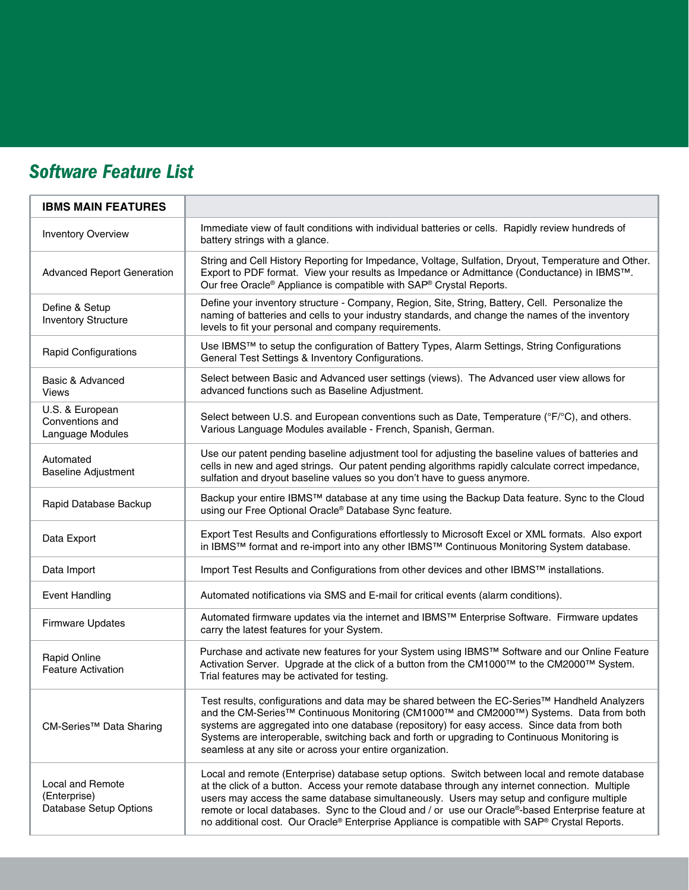## *Software Feature List*

| IBMS MAIN FEATURES | |
|---|---|
| Inventory Overview | Immediate view of fault conditions with individual batteries or cells. Rapidly review hundreds of battery strings with a glance. |
| Advanced Report Generation | String and Cell History Reporting for Impedance, Voltage, Sulfation, Dryout, Temperature and Other. Export to PDF format. View your results as Impedance or Admittance (Conductance) in IBMS™. Our free Oracle® Appliance is compatible with SAP® Crystal Reports. |
| Define & Setup Inventory Structure | Define your inventory structure - Company, Region, Site, String, Battery, Cell. Personalize the naming of batteries and cells to your industry standards, and change the names of the inventory levels to fit your personal and company requirements. |
| Rapid Configurations | Use IBMS™ to setup the configuration of Battery Types, Alarm Settings, String Configurations General Test Settings & Inventory Configurations. |
| Basic & Advanced Views | Select between Basic and Advanced user settings (views). The Advanced user view allows for advanced functions such as Baseline Adjustment. |
| U.S. & European Conventions and Language Modules | Select between U.S. and European conventions such as Date, Temperature (°F/°C), and others. Various Language Modules available - French, Spanish, German. |
| Automated Baseline Adjustment | Use our patent pending baseline adjustment tool for adjusting the baseline values of batteries and cells in new and aged strings. Our patent pending algorithms rapidly calculate correct impedance, sulfation and dryout baseline values so you don't have to guess anymore. |
| Rapid Database Backup | Backup your entire IBMS™ database at any time using the Backup Data feature. Sync to the Cloud using our Free Optional Oracle® Database Sync feature. |
| Data Export | Export Test Results and Configurations effortlessly to Microsoft Excel or XML formats. Also export in IBMS™ format and re-import into any other IBMS™ Continuous Monitoring System database. |
| Data Import | Import Test Results and Configurations from other devices and other IBMS™ installations. |
| Event Handling | Automated notifications via SMS and E-mail for critical events (alarm conditions). |
| Firmware Updates | Automated firmware updates via the internet and IBMS™ Enterprise Software. Firmware updates carry the latest features for your System. |
| Rapid Online Feature Activation | Purchase and activate new features for your System using IBMS™ Software and our Online Feature Activation Server. Upgrade at the click of a button from the CM1000™ to the CM2000™ System. Trial features may be activated for testing. |
| CM-Series™ Data Sharing | Test results, configurations and data may be shared between the EC-Series™ Handheld Analyzers and the CM-Series™ Continuous Monitoring (CM1000™ and CM2000™) Systems. Data from both systems are aggregated into one database (repository) for easy access. Since data from both Systems are interoperable, switching back and forth or upgrading to Continuous Monitoring is seamless at any site or across your entire organization. |
| Local and Remote (Enterprise) Database Setup Options | Local and remote (Enterprise) database setup options. Switch between local and remote database at the click of a button. Access your remote database through any internet connection. Multiple users may access the same database simultaneously. Users may setup and configure multiple remote or local databases. Sync to the Cloud and / or use our Oracle®-based Enterprise feature at no additional cost. Our Oracle® Enterprise Appliance is compatible with SAP® Crystal Reports. |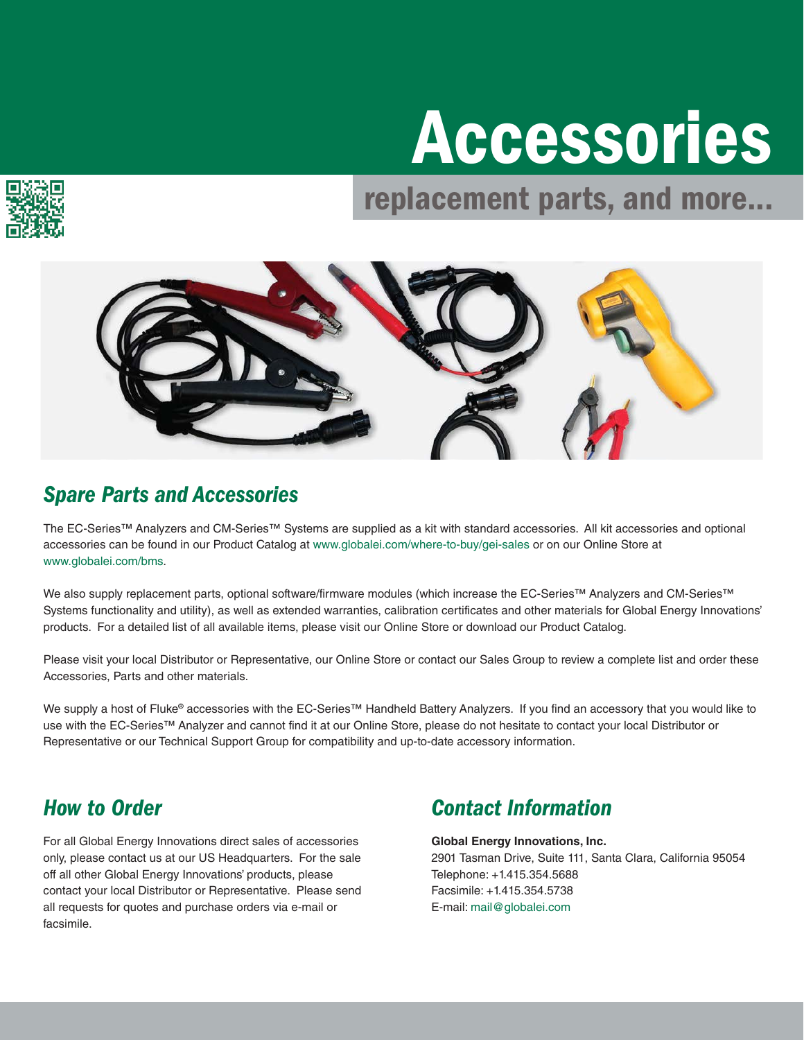# Accessories

## replacement parts, and more...

## Spare Parts and Accessories

The EC-Series™ Analyzers and CM-Series™ Systems are supplied as a kit with standard accessories. All kit accessories and optional accessories can be found in our Product Catalog at www.globalei.com/where-to-buy/gei-sales or on our Online Store at www.globalei.com/bms.

We also supply replacement parts, optional software/firmware modules (which increase the EC-Series™ Analyzers and CM-Series™ Systems functionality and utility), as well as extended warranties, calibration certificates and other materials for Global Energy Innovations' products. For a detailed list of all available items, please visit our Online Store or download our Product Catalog.

Please visit your local Distributor or Representative, our Online Store or contact our Sales Group to review a complete list and order these Accessories, Parts and other materials.

We supply a host of Fluke® accessories with the EC-Series™ Handheld Battery Analyzers. If you find an accessory that you would like to use with the EC-Series™ Analyzer and cannot find it at our Online Store, please do not hesitate to contact your local Distributor or Representative or our Technical Support Group for compatibility and up-to-date accessory information.

## How to Order

For all Global Energy Innovations direct sales of accessories only, please contact us at our US Headquarters. For the sale off all other Global Energy Innovations' products, please contact your local Distributor or Representative. Please send all requests for quotes and purchase orders via e-mail or facsimile.

## Contact Information

**Global Energy Innovations, Inc.**
2901 Tasman Drive, Suite 111, Santa Clara, California 95054
Telephone: +1.415.354.5688
Facsimile: +1.415.354.5738
E-mail: mail@globalei.com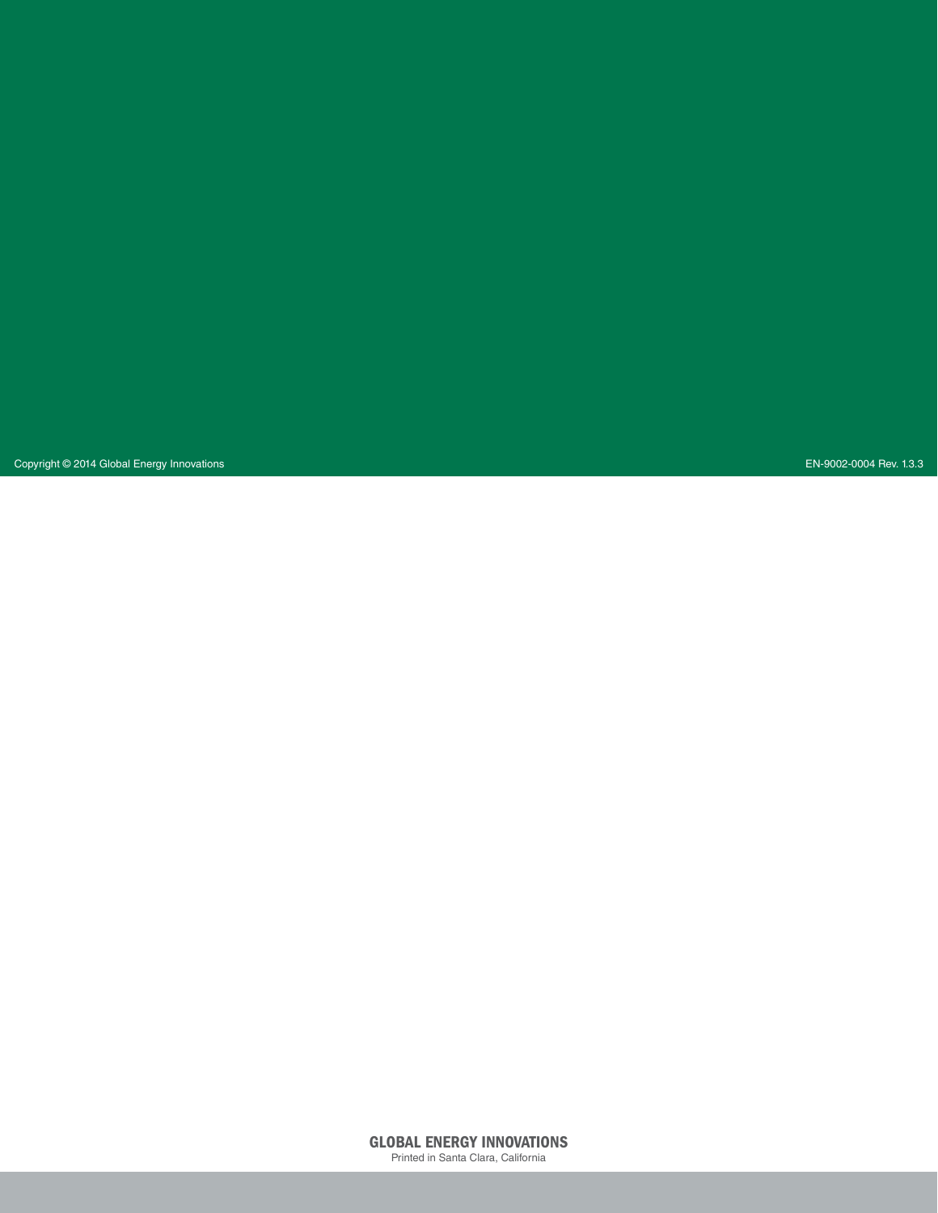Copyright © 2014 Global Energy Innovations

EN-9002-0004 Rev. 1.3.3

**GLOBAL ENERGY INNOVATIONS**

Printed in Santa Clara, California